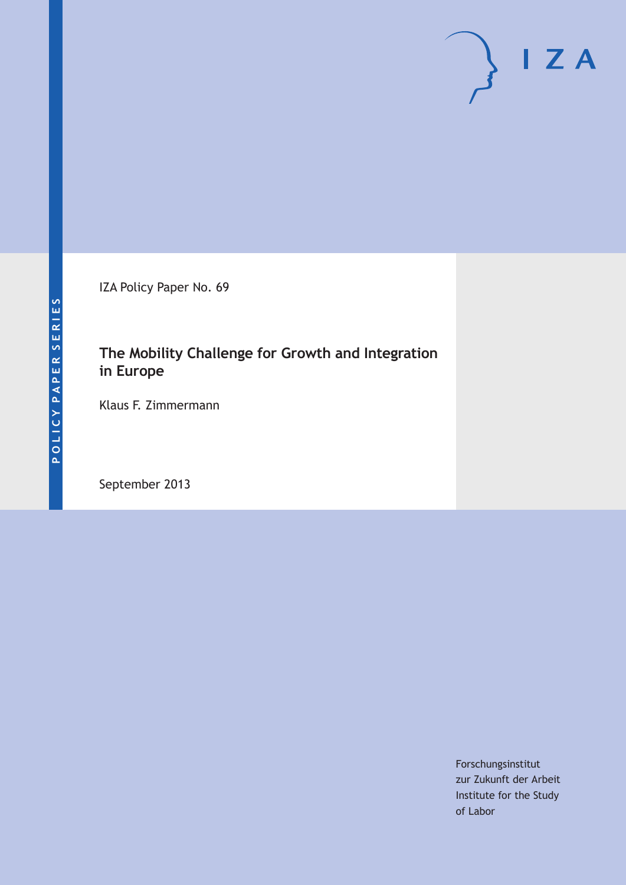POLICY PAPER SERIES

IZA

IZA Policy Paper No. 69

# The Mobility Challenge for Growth and Integration in Europe

Klaus F. Zimmermann

September 2013

Forschungsinstitut
zur Zukunft der Arbeit
Institute for the Study
of Labor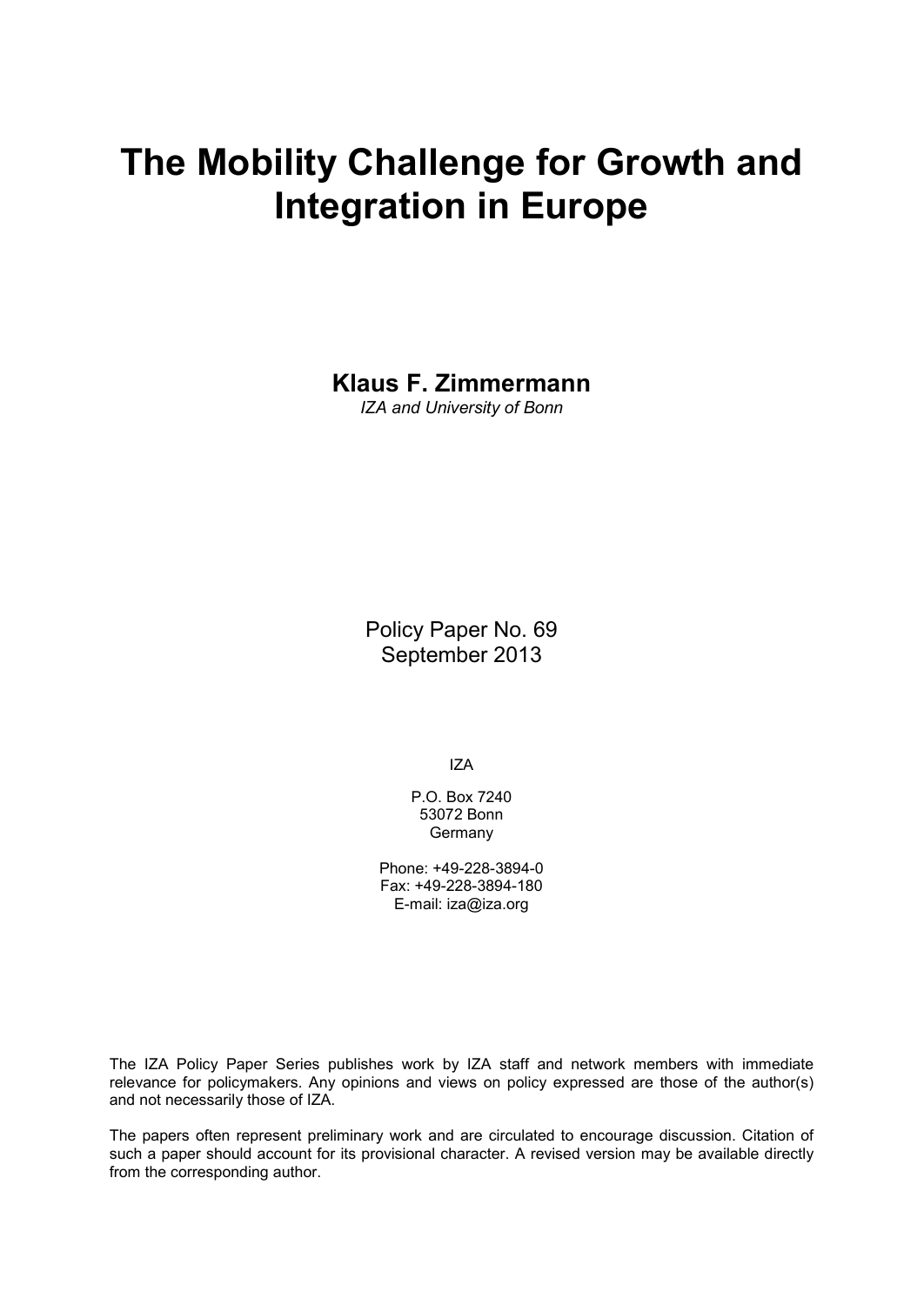# The Mobility Challenge for Growth and Integration in Europe

**Klaus F. Zimmermann**
*IZA and University of Bonn*

Policy Paper No. 69
September 2013

IZA

P.O. Box 7240
53072 Bonn
Germany

Phone: +49-228-3894-0
Fax: +49-228-3894-180
E-mail: iza@iza.org

The IZA Policy Paper Series publishes work by IZA staff and network members with immediate relevance for policymakers. Any opinions and views on policy expressed are those of the author(s) and not necessarily those of IZA.

The papers often represent preliminary work and are circulated to encourage discussion. Citation of such a paper should account for its provisional character. A revised version may be available directly from the corresponding author.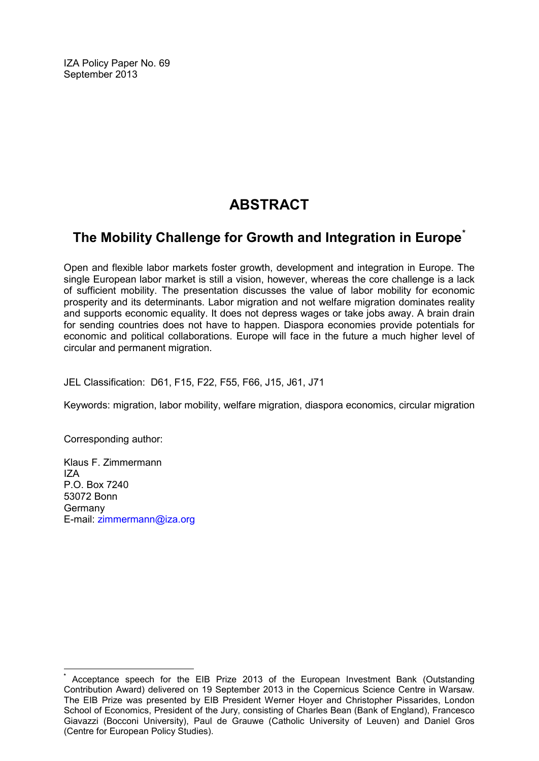IZA Policy Paper No. 69
September 2013

# ABSTRACT

## The Mobility Challenge for Growth and Integration in Europe*

Open and flexible labor markets foster growth, development and integration in Europe. The single European labor market is still a vision, however, whereas the core challenge is a lack of sufficient mobility. The presentation discusses the value of labor mobility for economic prosperity and its determinants. Labor migration and not welfare migration dominates reality and supports economic equality. It does not depress wages or take jobs away. A brain drain for sending countries does not have to happen. Diaspora economies provide potentials for economic and political collaborations. Europe will face in the future a much higher level of circular and permanent migration.

JEL Classification: D61, F15, F22, F55, F66, J15, J61, J71

Keywords: migration, labor mobility, welfare migration, diaspora economics, circular migration

Corresponding author:

Klaus F. Zimmermann
IZA
P.O. Box 7240
53072 Bonn
Germany
E-mail: zimmermann@iza.org

---

* Acceptance speech for the EIB Prize 2013 of the European Investment Bank (Outstanding Contribution Award) delivered on 19 September 2013 in the Copernicus Science Centre in Warsaw. The EIB Prize was presented by EIB President Werner Hoyer and Christopher Pissarides, London School of Economics, President of the Jury, consisting of Charles Bean (Bank of England), Francesco Giavazzi (Bocconi University), Paul de Grauwe (Catholic University of Leuven) and Daniel Gros (Centre for European Policy Studies).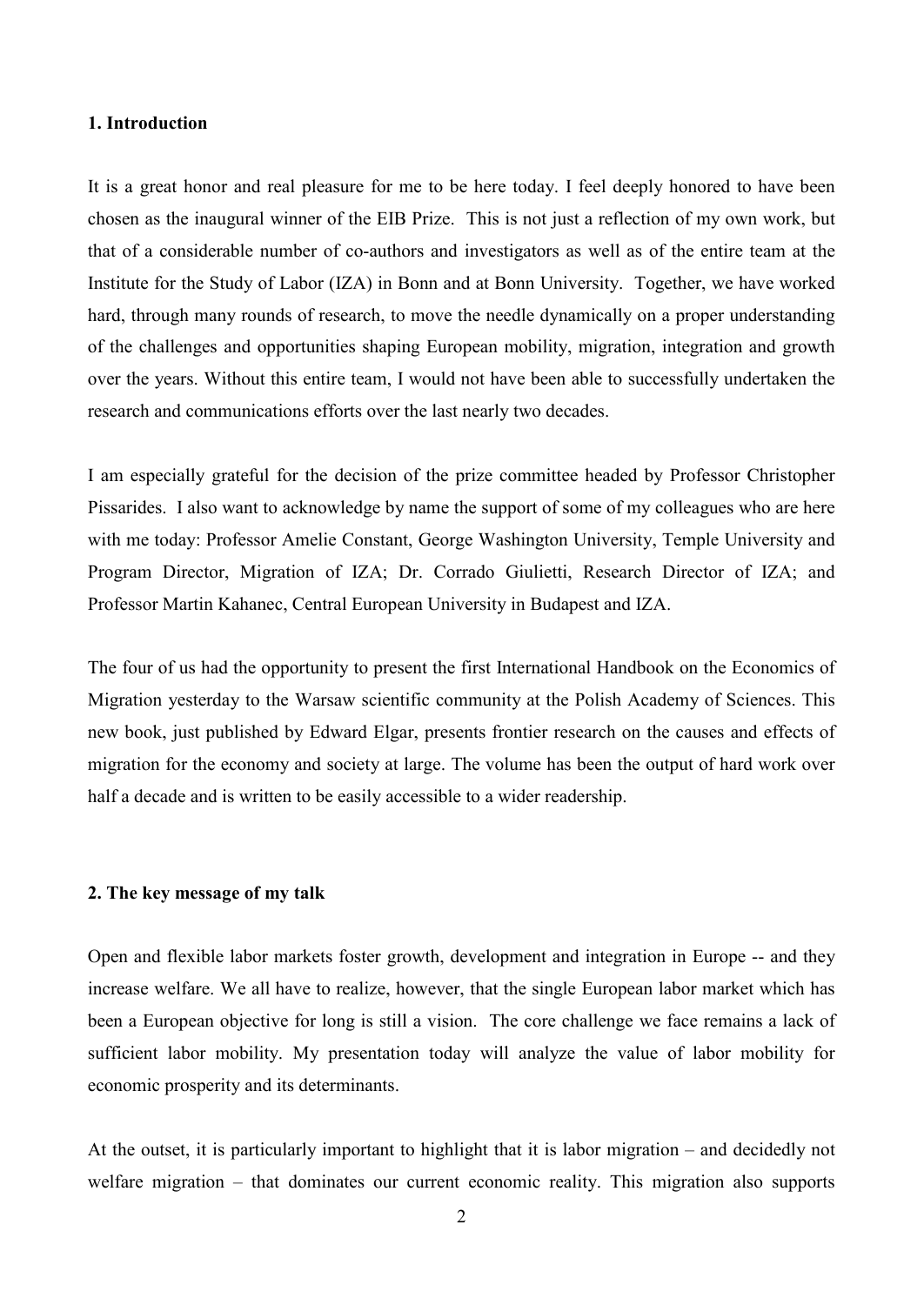## 1. Introduction

It is a great honor and real pleasure for me to be here today. I feel deeply honored to have been chosen as the inaugural winner of the EIB Prize. This is not just a reflection of my own work, but that of a considerable number of co-authors and investigators as well as of the entire team at the Institute for the Study of Labor (IZA) in Bonn and at Bonn University. Together, we have worked hard, through many rounds of research, to move the needle dynamically on a proper understanding of the challenges and opportunities shaping European mobility, migration, integration and growth over the years. Without this entire team, I would not have been able to successfully undertaken the research and communications efforts over the last nearly two decades.

I am especially grateful for the decision of the prize committee headed by Professor Christopher Pissarides. I also want to acknowledge by name the support of some of my colleagues who are here with me today: Professor Amelie Constant, George Washington University, Temple University and Program Director, Migration of IZA; Dr. Corrado Giulietti, Research Director of IZA; and Professor Martin Kahanec, Central European University in Budapest and IZA.

The four of us had the opportunity to present the first International Handbook on the Economics of Migration yesterday to the Warsaw scientific community at the Polish Academy of Sciences. This new book, just published by Edward Elgar, presents frontier research on the causes and effects of migration for the economy and society at large. The volume has been the output of hard work over half a decade and is written to be easily accessible to a wider readership.

## 2. The key message of my talk

Open and flexible labor markets foster growth, development and integration in Europe -- and they increase welfare. We all have to realize, however, that the single European labor market which has been a European objective for long is still a vision. The core challenge we face remains a lack of sufficient labor mobility. My presentation today will analyze the value of labor mobility for economic prosperity and its determinants.

At the outset, it is particularly important to highlight that it is labor migration – and decidedly not welfare migration – that dominates our current economic reality. This migration also supports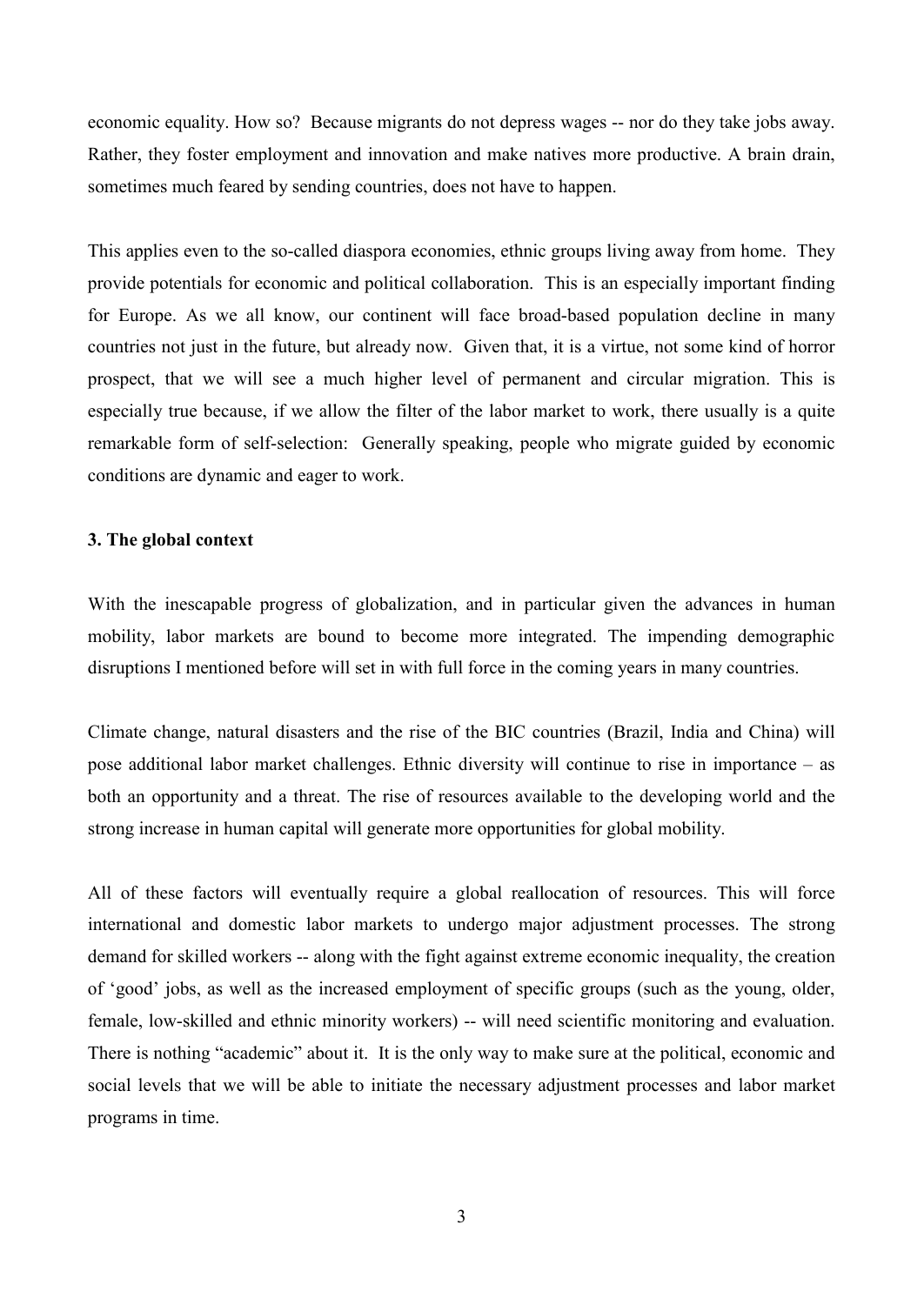economic equality. How so? Because migrants do not depress wages -- nor do they take jobs away. Rather, they foster employment and innovation and make natives more productive. A brain drain, sometimes much feared by sending countries, does not have to happen.

This applies even to the so-called diaspora economies, ethnic groups living away from home. They provide potentials for economic and political collaboration. This is an especially important finding for Europe. As we all know, our continent will face broad-based population decline in many countries not just in the future, but already now. Given that, it is a virtue, not some kind of horror prospect, that we will see a much higher level of permanent and circular migration. This is especially true because, if we allow the filter of the labor market to work, there usually is a quite remarkable form of self-selection: Generally speaking, people who migrate guided by economic conditions are dynamic and eager to work.

### 3. The global context

With the inescapable progress of globalization, and in particular given the advances in human mobility, labor markets are bound to become more integrated. The impending demographic disruptions I mentioned before will set in with full force in the coming years in many countries.

Climate change, natural disasters and the rise of the BIC countries (Brazil, India and China) will pose additional labor market challenges. Ethnic diversity will continue to rise in importance – as both an opportunity and a threat. The rise of resources available to the developing world and the strong increase in human capital will generate more opportunities for global mobility.

All of these factors will eventually require a global reallocation of resources. This will force international and domestic labor markets to undergo major adjustment processes. The strong demand for skilled workers -- along with the fight against extreme economic inequality, the creation of 'good' jobs, as well as the increased employment of specific groups (such as the young, older, female, low-skilled and ethnic minority workers) -- will need scientific monitoring and evaluation. There is nothing "academic" about it. It is the only way to make sure at the political, economic and social levels that we will be able to initiate the necessary adjustment processes and labor market programs in time.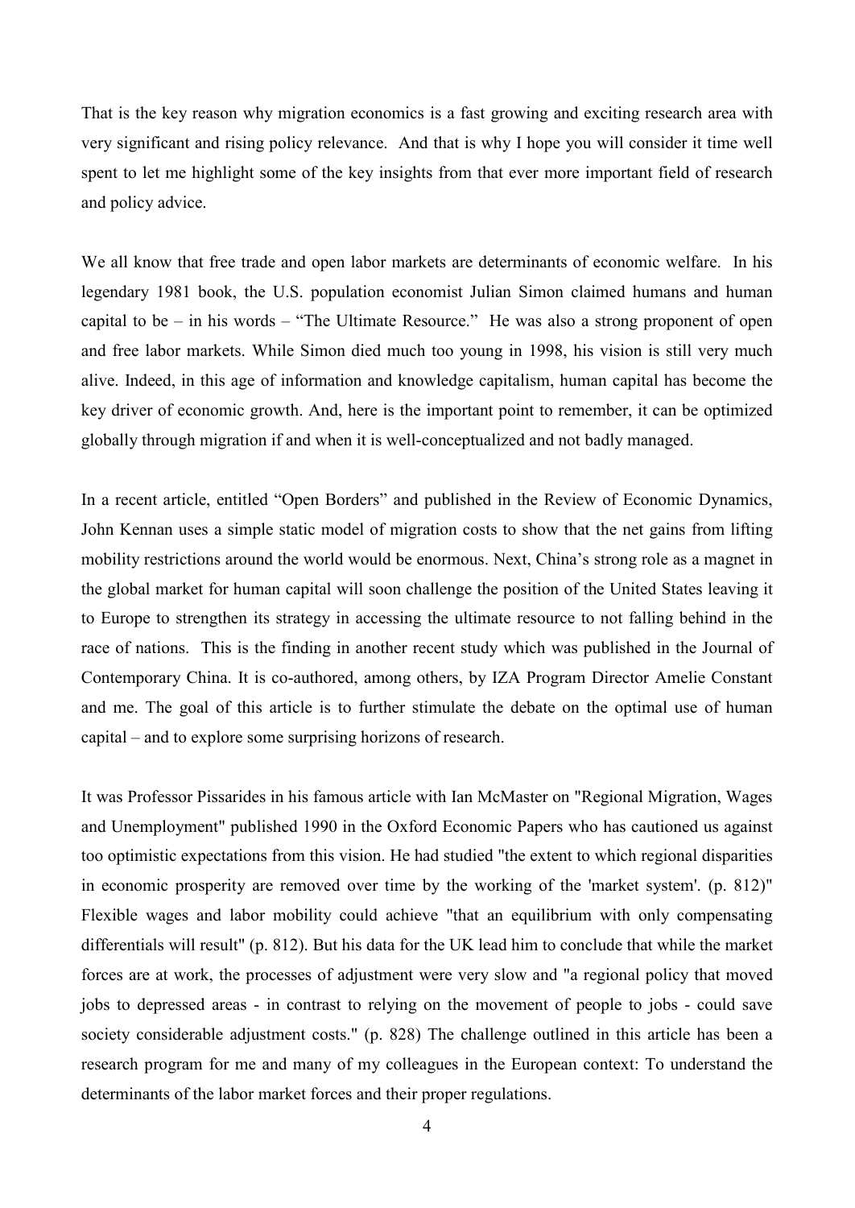That is the key reason why migration economics is a fast growing and exciting research area with very significant and rising policy relevance. And that is why I hope you will consider it time well spent to let me highlight some of the key insights from that ever more important field of research and policy advice.

We all know that free trade and open labor markets are determinants of economic welfare. In his legendary 1981 book, the U.S. population economist Julian Simon claimed humans and human capital to be – in his words – "The Ultimate Resource." He was also a strong proponent of open and free labor markets. While Simon died much too young in 1998, his vision is still very much alive. Indeed, in this age of information and knowledge capitalism, human capital has become the key driver of economic growth. And, here is the important point to remember, it can be optimized globally through migration if and when it is well-conceptualized and not badly managed.

In a recent article, entitled "Open Borders" and published in the Review of Economic Dynamics, John Kennan uses a simple static model of migration costs to show that the net gains from lifting mobility restrictions around the world would be enormous. Next, China's strong role as a magnet in the global market for human capital will soon challenge the position of the United States leaving it to Europe to strengthen its strategy in accessing the ultimate resource to not falling behind in the race of nations. This is the finding in another recent study which was published in the Journal of Contemporary China. It is co-authored, among others, by IZA Program Director Amelie Constant and me. The goal of this article is to further stimulate the debate on the optimal use of human capital – and to explore some surprising horizons of research.

It was Professor Pissarides in his famous article with Ian McMaster on "Regional Migration, Wages and Unemployment" published 1990 in the Oxford Economic Papers who has cautioned us against too optimistic expectations from this vision. He had studied "the extent to which regional disparities in economic prosperity are removed over time by the working of the 'market system'. (p. 812)" Flexible wages and labor mobility could achieve "that an equilibrium with only compensating differentials will result" (p. 812). But his data for the UK lead him to conclude that while the market forces are at work, the processes of adjustment were very slow and "a regional policy that moved jobs to depressed areas - in contrast to relying on the movement of people to jobs - could save society considerable adjustment costs." (p. 828) The challenge outlined in this article has been a research program for me and many of my colleagues in the European context: To understand the determinants of the labor market forces and their proper regulations.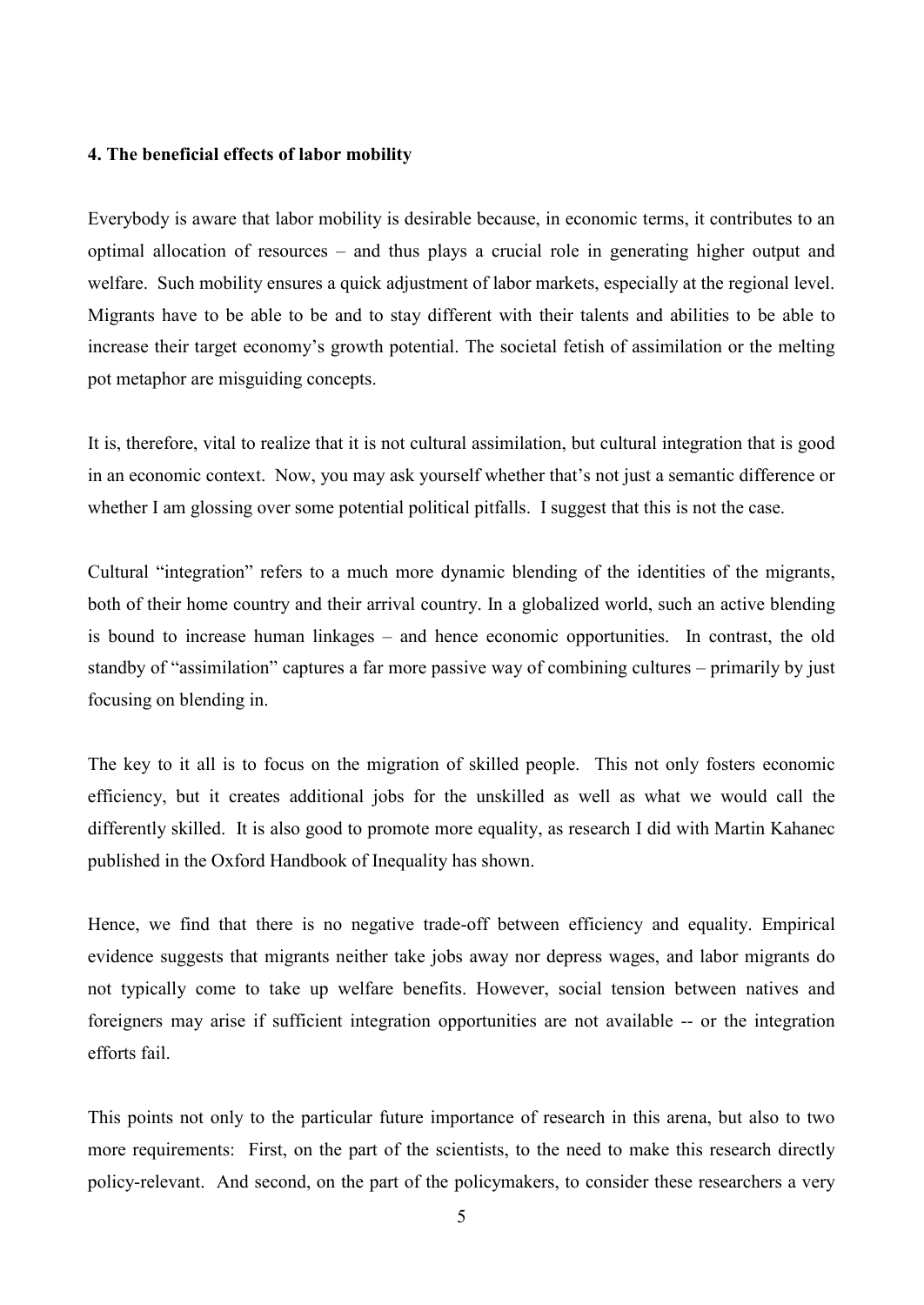### 4. The beneficial effects of labor mobility

Everybody is aware that labor mobility is desirable because, in economic terms, it contributes to an optimal allocation of resources – and thus plays a crucial role in generating higher output and welfare. Such mobility ensures a quick adjustment of labor markets, especially at the regional level. Migrants have to be able to be and to stay different with their talents and abilities to be able to increase their target economy's growth potential. The societal fetish of assimilation or the melting pot metaphor are misguiding concepts.

It is, therefore, vital to realize that it is not cultural assimilation, but cultural integration that is good in an economic context. Now, you may ask yourself whether that's not just a semantic difference or whether I am glossing over some potential political pitfalls. I suggest that this is not the case.

Cultural "integration" refers to a much more dynamic blending of the identities of the migrants, both of their home country and their arrival country. In a globalized world, such an active blending is bound to increase human linkages – and hence economic opportunities. In contrast, the old standby of "assimilation" captures a far more passive way of combining cultures – primarily by just focusing on blending in.

The key to it all is to focus on the migration of skilled people. This not only fosters economic efficiency, but it creates additional jobs for the unskilled as well as what we would call the differently skilled. It is also good to promote more equality, as research I did with Martin Kahanec published in the Oxford Handbook of Inequality has shown.

Hence, we find that there is no negative trade-off between efficiency and equality. Empirical evidence suggests that migrants neither take jobs away nor depress wages, and labor migrants do not typically come to take up welfare benefits. However, social tension between natives and foreigners may arise if sufficient integration opportunities are not available -- or the integration efforts fail.

This points not only to the particular future importance of research in this arena, but also to two more requirements: First, on the part of the scientists, to the need to make this research directly policy-relevant. And second, on the part of the policymakers, to consider these researchers a very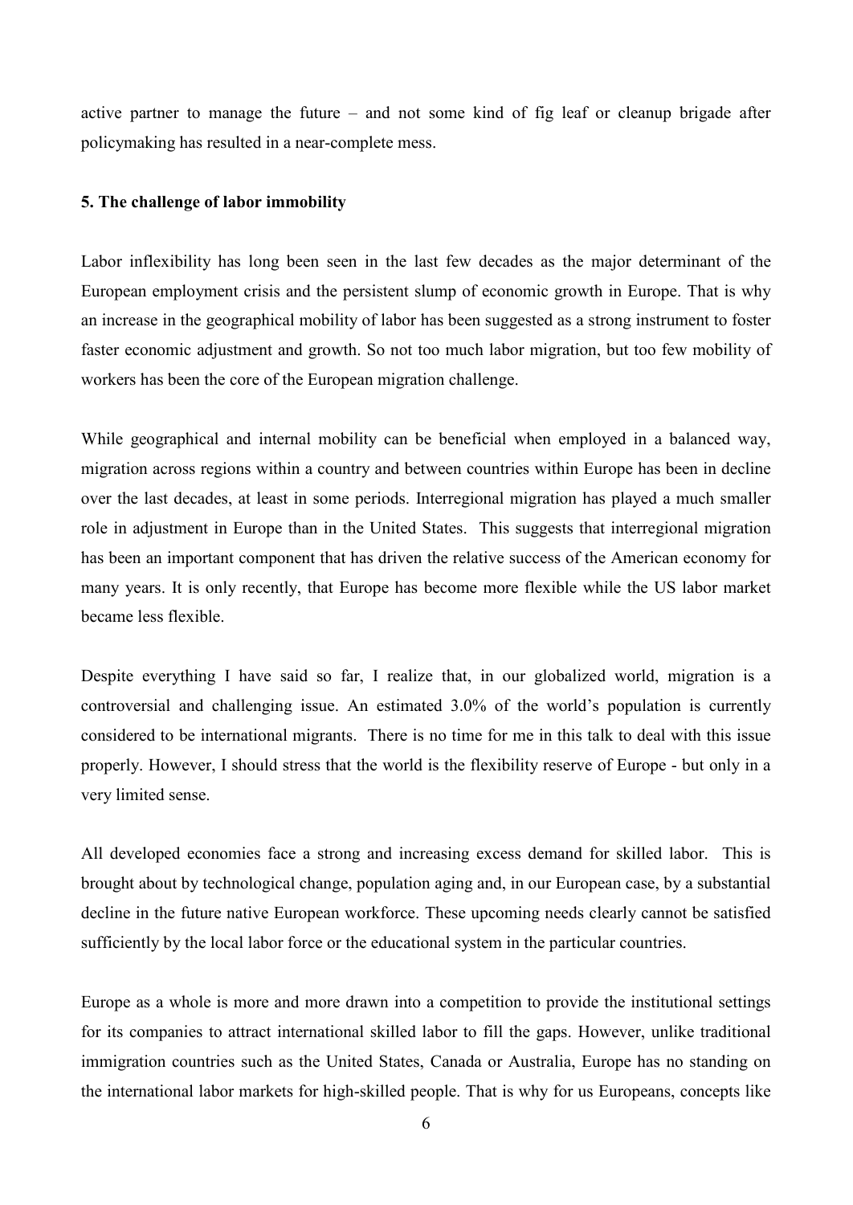active partner to manage the future – and not some kind of fig leaf or cleanup brigade after policymaking has resulted in a near-complete mess.

**5. The challenge of labor immobility**

Labor inflexibility has long been seen in the last few decades as the major determinant of the European employment crisis and the persistent slump of economic growth in Europe. That is why an increase in the geographical mobility of labor has been suggested as a strong instrument to foster faster economic adjustment and growth. So not too much labor migration, but too few mobility of workers has been the core of the European migration challenge.

While geographical and internal mobility can be beneficial when employed in a balanced way, migration across regions within a country and between countries within Europe has been in decline over the last decades, at least in some periods. Interregional migration has played a much smaller role in adjustment in Europe than in the United States. This suggests that interregional migration has been an important component that has driven the relative success of the American economy for many years. It is only recently, that Europe has become more flexible while the US labor market became less flexible.

Despite everything I have said so far, I realize that, in our globalized world, migration is a controversial and challenging issue. An estimated 3.0% of the world's population is currently considered to be international migrants. There is no time for me in this talk to deal with this issue properly. However, I should stress that the world is the flexibility reserve of Europe - but only in a very limited sense.

All developed economies face a strong and increasing excess demand for skilled labor. This is brought about by technological change, population aging and, in our European case, by a substantial decline in the future native European workforce. These upcoming needs clearly cannot be satisfied sufficiently by the local labor force or the educational system in the particular countries.

Europe as a whole is more and more drawn into a competition to provide the institutional settings for its companies to attract international skilled labor to fill the gaps. However, unlike traditional immigration countries such as the United States, Canada or Australia, Europe has no standing on the international labor markets for high-skilled people. That is why for us Europeans, concepts like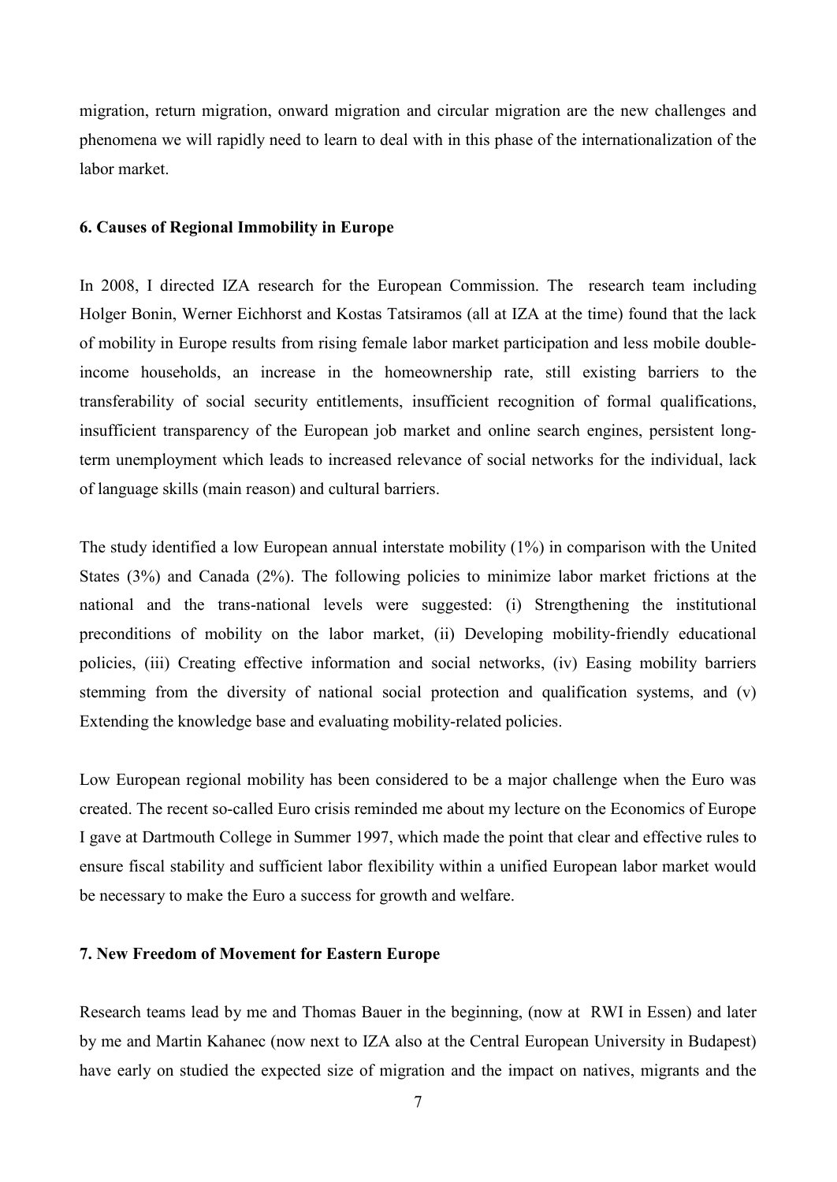migration, return migration, onward migration and circular migration are the new challenges and phenomena we will rapidly need to learn to deal with in this phase of the internationalization of the labor market.

### 6. Causes of Regional Immobility in Europe

In 2008, I directed IZA research for the European Commission. The research team including Holger Bonin, Werner Eichhorst and Kostas Tatsiramos (all at IZA at the time) found that the lack of mobility in Europe results from rising female labor market participation and less mobile double-income households, an increase in the homeownership rate, still existing barriers to the transferability of social security entitlements, insufficient recognition of formal qualifications, insufficient transparency of the European job market and online search engines, persistent long-term unemployment which leads to increased relevance of social networks for the individual, lack of language skills (main reason) and cultural barriers.

The study identified a low European annual interstate mobility (1%) in comparison with the United States (3%) and Canada (2%). The following policies to minimize labor market frictions at the national and the trans-national levels were suggested: (i) Strengthening the institutional preconditions of mobility on the labor market, (ii) Developing mobility-friendly educational policies, (iii) Creating effective information and social networks, (iv) Easing mobility barriers stemming from the diversity of national social protection and qualification systems, and (v) Extending the knowledge base and evaluating mobility-related policies.

Low European regional mobility has been considered to be a major challenge when the Euro was created. The recent so-called Euro crisis reminded me about my lecture on the Economics of Europe I gave at Dartmouth College in Summer 1997, which made the point that clear and effective rules to ensure fiscal stability and sufficient labor flexibility within a unified European labor market would be necessary to make the Euro a success for growth and welfare.

### 7. New Freedom of Movement for Eastern Europe

Research teams lead by me and Thomas Bauer in the beginning, (now at RWI in Essen) and later by me and Martin Kahanec (now next to IZA also at the Central European University in Budapest) have early on studied the expected size of migration and the impact on natives, migrants and the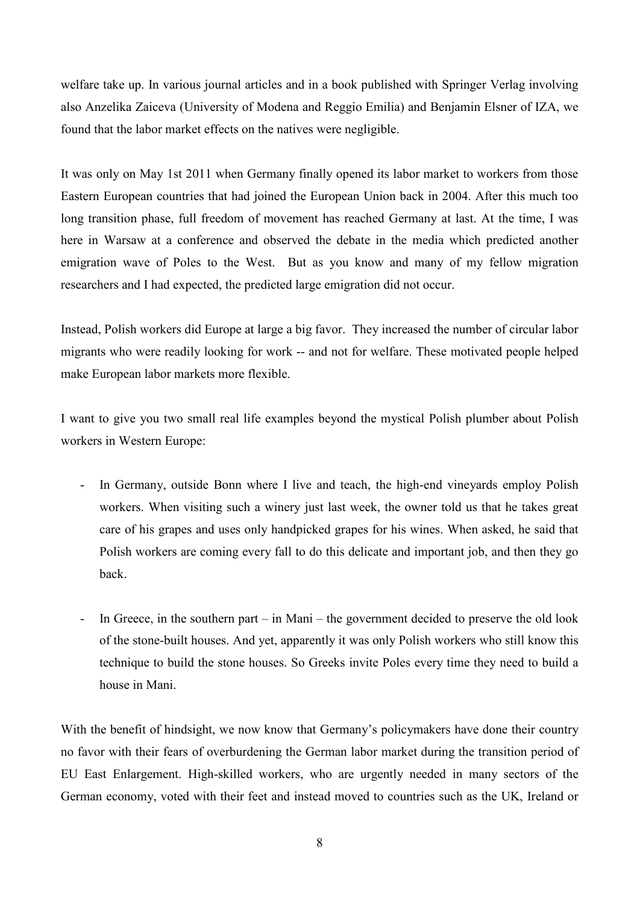welfare take up. In various journal articles and in a book published with Springer Verlag involving also Anzelika Zaiceva (University of Modena and Reggio Emilia) and Benjamin Elsner of IZA, we found that the labor market effects on the natives were negligible.

It was only on May 1st 2011 when Germany finally opened its labor market to workers from those Eastern European countries that had joined the European Union back in 2004. After this much too long transition phase, full freedom of movement has reached Germany at last. At the time, I was here in Warsaw at a conference and observed the debate in the media which predicted another emigration wave of Poles to the West. But as you know and many of my fellow migration researchers and I had expected, the predicted large emigration did not occur.

Instead, Polish workers did Europe at large a big favor. They increased the number of circular labor migrants who were readily looking for work -- and not for welfare. These motivated people helped make European labor markets more flexible.

I want to give you two small real life examples beyond the mystical Polish plumber about Polish workers in Western Europe:

- In Germany, outside Bonn where I live and teach, the high-end vineyards employ Polish workers. When visiting such a winery just last week, the owner told us that he takes great care of his grapes and uses only handpicked grapes for his wines. When asked, he said that Polish workers are coming every fall to do this delicate and important job, and then they go back.

- In Greece, in the southern part – in Mani – the government decided to preserve the old look of the stone-built houses. And yet, apparently it was only Polish workers who still know this technique to build the stone houses. So Greeks invite Poles every time they need to build a house in Mani.

With the benefit of hindsight, we now know that Germany's policymakers have done their country no favor with their fears of overburdening the German labor market during the transition period of EU East Enlargement. High-skilled workers, who are urgently needed in many sectors of the German economy, voted with their feet and instead moved to countries such as the UK, Ireland or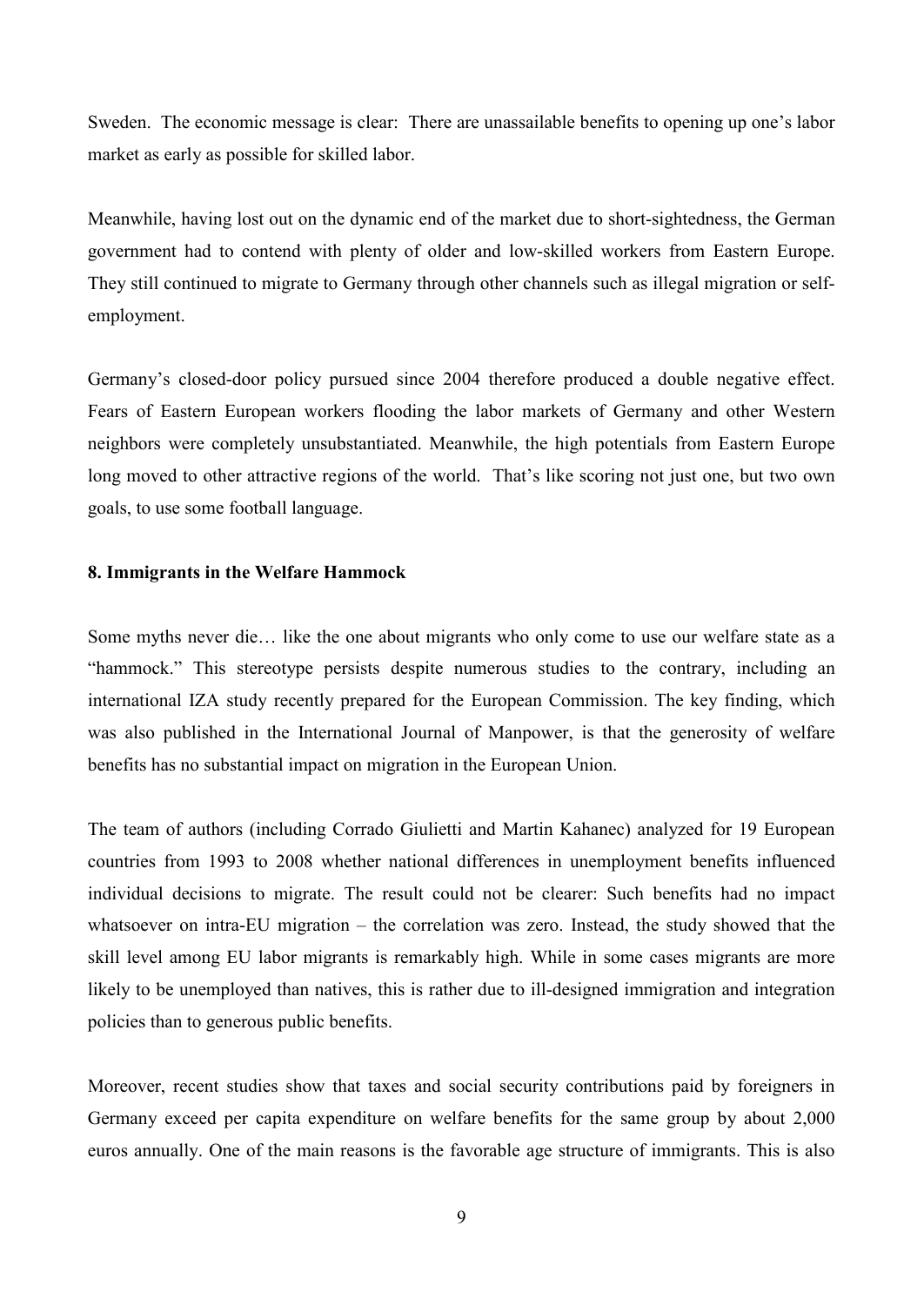Sweden. The economic message is clear: There are unassailable benefits to opening up one's labor market as early as possible for skilled labor.

Meanwhile, having lost out on the dynamic end of the market due to short-sightedness, the German government had to contend with plenty of older and low-skilled workers from Eastern Europe. They still continued to migrate to Germany through other channels such as illegal migration or self-employment.

Germany's closed-door policy pursued since 2004 therefore produced a double negative effect. Fears of Eastern European workers flooding the labor markets of Germany and other Western neighbors were completely unsubstantiated. Meanwhile, the high potentials from Eastern Europe long moved to other attractive regions of the world. That's like scoring not just one, but two own goals, to use some football language.

## 8. Immigrants in the Welfare Hammock

Some myths never die… like the one about migrants who only come to use our welfare state as a "hammock." This stereotype persists despite numerous studies to the contrary, including an international IZA study recently prepared for the European Commission. The key finding, which was also published in the International Journal of Manpower, is that the generosity of welfare benefits has no substantial impact on migration in the European Union.

The team of authors (including Corrado Giulietti and Martin Kahanec) analyzed for 19 European countries from 1993 to 2008 whether national differences in unemployment benefits influenced individual decisions to migrate. The result could not be clearer: Such benefits had no impact whatsoever on intra-EU migration – the correlation was zero. Instead, the study showed that the skill level among EU labor migrants is remarkably high. While in some cases migrants are more likely to be unemployed than natives, this is rather due to ill-designed immigration and integration policies than to generous public benefits.

Moreover, recent studies show that taxes and social security contributions paid by foreigners in Germany exceed per capita expenditure on welfare benefits for the same group by about 2,000 euros annually. One of the main reasons is the favorable age structure of immigrants. This is also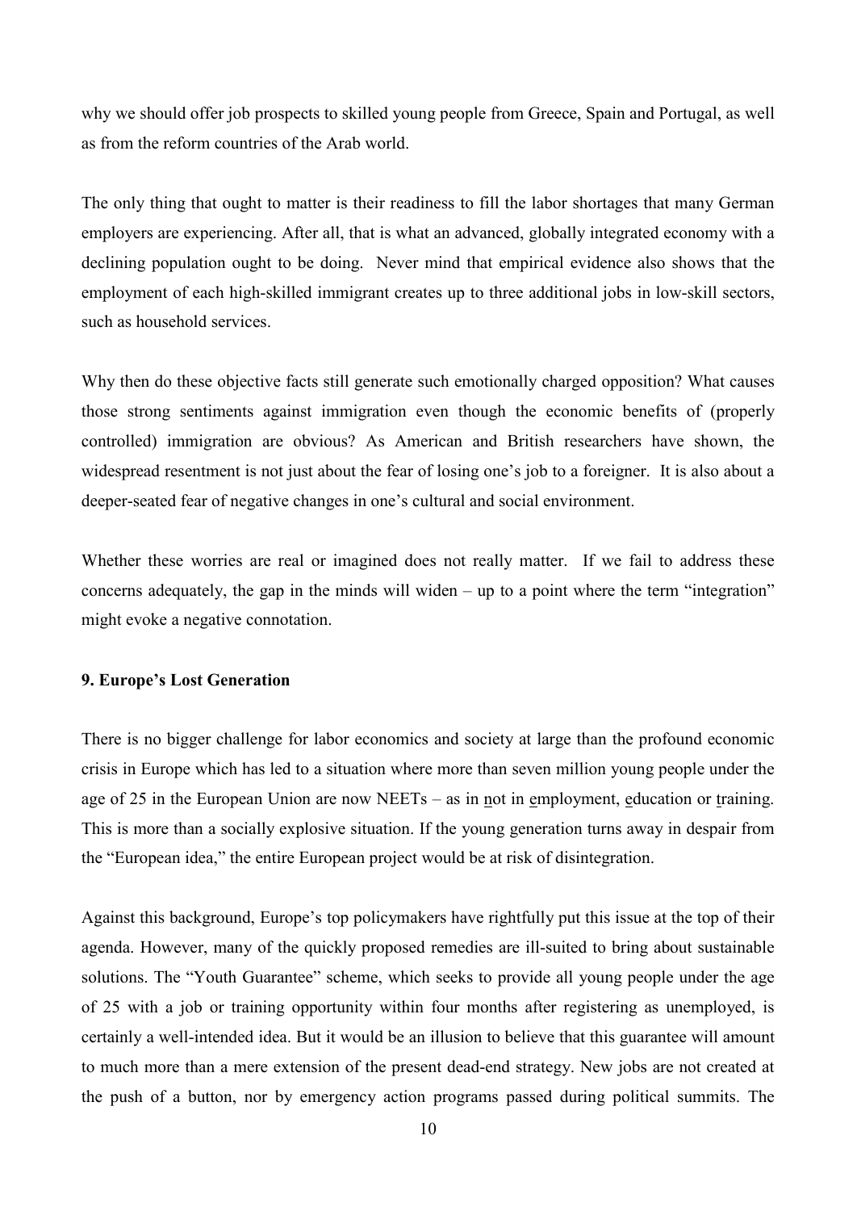why we should offer job prospects to skilled young people from Greece, Spain and Portugal, as well as from the reform countries of the Arab world.

The only thing that ought to matter is their readiness to fill the labor shortages that many German employers are experiencing. After all, that is what an advanced, globally integrated economy with a declining population ought to be doing. Never mind that empirical evidence also shows that the employment of each high-skilled immigrant creates up to three additional jobs in low-skill sectors, such as household services.

Why then do these objective facts still generate such emotionally charged opposition? What causes those strong sentiments against immigration even though the economic benefits of (properly controlled) immigration are obvious? As American and British researchers have shown, the widespread resentment is not just about the fear of losing one's job to a foreigner. It is also about a deeper-seated fear of negative changes in one's cultural and social environment.

Whether these worries are real or imagined does not really matter. If we fail to address these concerns adequately, the gap in the minds will widen – up to a point where the term "integration" might evoke a negative connotation.

### 9. Europe's Lost Generation

There is no bigger challenge for labor economics and society at large than the profound economic crisis in Europe which has led to a situation where more than seven million young people under the age of 25 in the European Union are now NEETs – as in not in employment, education or training. This is more than a socially explosive situation. If the young generation turns away in despair from the "European idea," the entire European project would be at risk of disintegration.

Against this background, Europe's top policymakers have rightfully put this issue at the top of their agenda. However, many of the quickly proposed remedies are ill-suited to bring about sustainable solutions. The "Youth Guarantee" scheme, which seeks to provide all young people under the age of 25 with a job or training opportunity within four months after registering as unemployed, is certainly a well-intended idea. But it would be an illusion to believe that this guarantee will amount to much more than a mere extension of the present dead-end strategy. New jobs are not created at the push of a button, nor by emergency action programs passed during political summits. The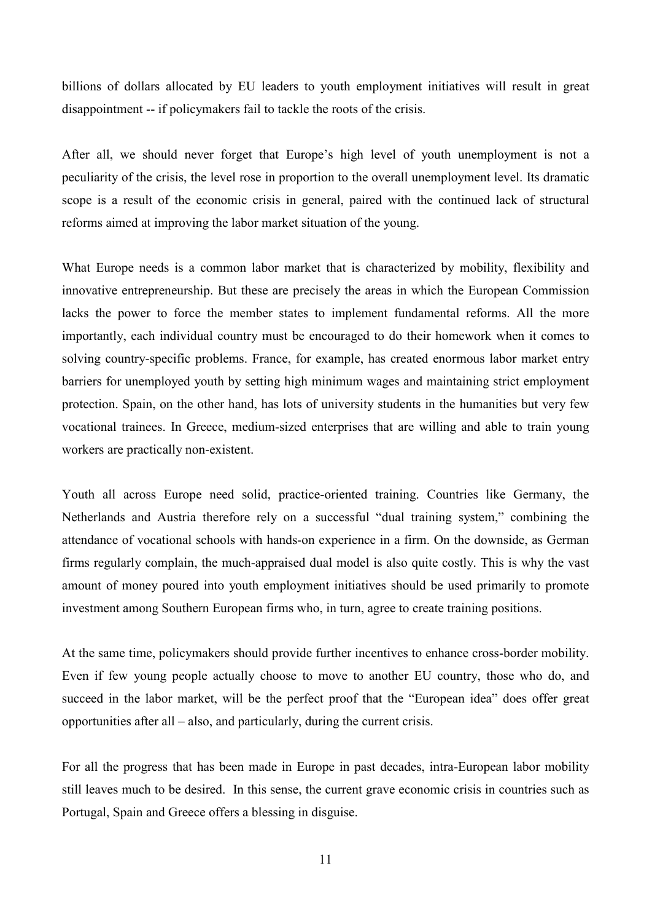billions of dollars allocated by EU leaders to youth employment initiatives will result in great disappointment -- if policymakers fail to tackle the roots of the crisis.

After all, we should never forget that Europe's high level of youth unemployment is not a peculiarity of the crisis, the level rose in proportion to the overall unemployment level. Its dramatic scope is a result of the economic crisis in general, paired with the continued lack of structural reforms aimed at improving the labor market situation of the young.

What Europe needs is a common labor market that is characterized by mobility, flexibility and innovative entrepreneurship. But these are precisely the areas in which the European Commission lacks the power to force the member states to implement fundamental reforms. All the more importantly, each individual country must be encouraged to do their homework when it comes to solving country-specific problems. France, for example, has created enormous labor market entry barriers for unemployed youth by setting high minimum wages and maintaining strict employment protection. Spain, on the other hand, has lots of university students in the humanities but very few vocational trainees. In Greece, medium-sized enterprises that are willing and able to train young workers are practically non-existent.

Youth all across Europe need solid, practice-oriented training. Countries like Germany, the Netherlands and Austria therefore rely on a successful "dual training system," combining the attendance of vocational schools with hands-on experience in a firm. On the downside, as German firms regularly complain, the much-appraised dual model is also quite costly. This is why the vast amount of money poured into youth employment initiatives should be used primarily to promote investment among Southern European firms who, in turn, agree to create training positions.

At the same time, policymakers should provide further incentives to enhance cross-border mobility. Even if few young people actually choose to move to another EU country, those who do, and succeed in the labor market, will be the perfect proof that the "European idea" does offer great opportunities after all – also, and particularly, during the current crisis.

For all the progress that has been made in Europe in past decades, intra-European labor mobility still leaves much to be desired. In this sense, the current grave economic crisis in countries such as Portugal, Spain and Greece offers a blessing in disguise.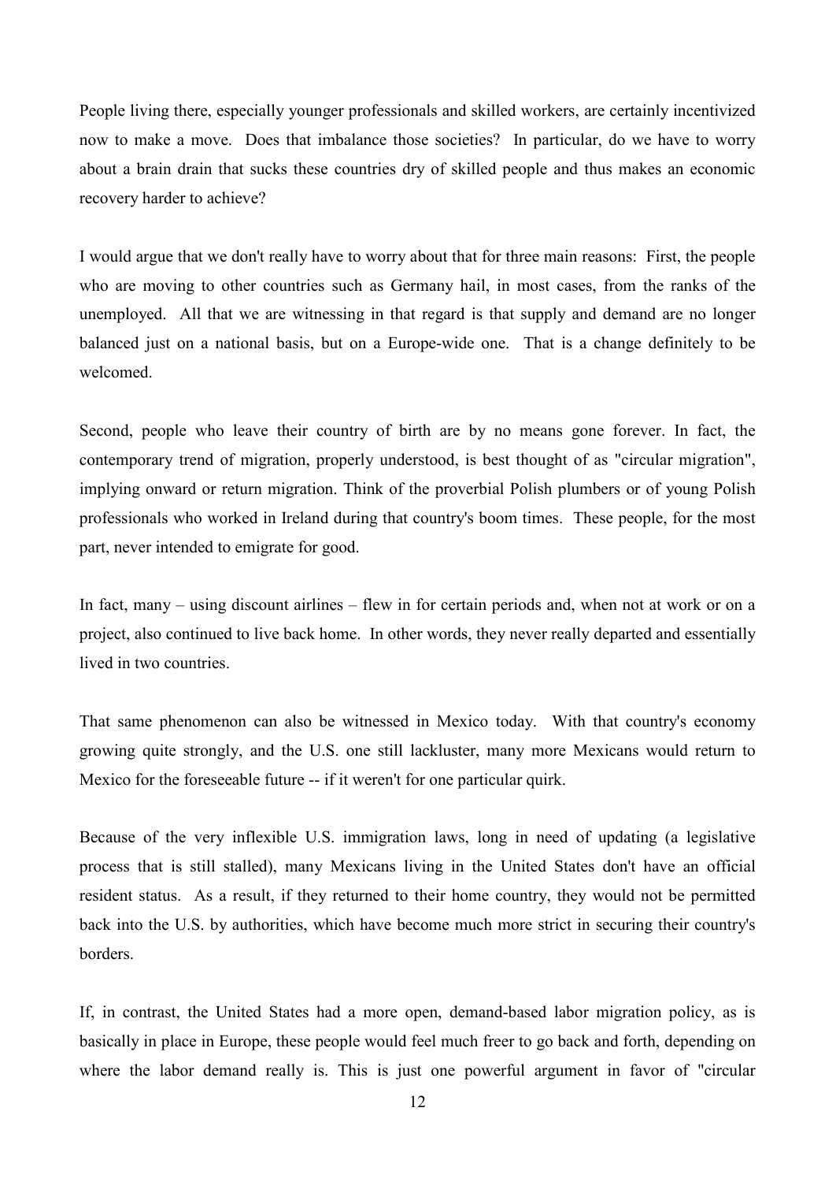People living there, especially younger professionals and skilled workers, are certainly incentivized now to make a move. Does that imbalance those societies? In particular, do we have to worry about a brain drain that sucks these countries dry of skilled people and thus makes an economic recovery harder to achieve?

I would argue that we don't really have to worry about that for three main reasons: First, the people who are moving to other countries such as Germany hail, in most cases, from the ranks of the unemployed. All that we are witnessing in that regard is that supply and demand are no longer balanced just on a national basis, but on a Europe-wide one. That is a change definitely to be welcomed.

Second, people who leave their country of birth are by no means gone forever. In fact, the contemporary trend of migration, properly understood, is best thought of as "circular migration", implying onward or return migration. Think of the proverbial Polish plumbers or of young Polish professionals who worked in Ireland during that country's boom times. These people, for the most part, never intended to emigrate for good.

In fact, many – using discount airlines – flew in for certain periods and, when not at work or on a project, also continued to live back home. In other words, they never really departed and essentially lived in two countries.

That same phenomenon can also be witnessed in Mexico today. With that country's economy growing quite strongly, and the U.S. one still lackluster, many more Mexicans would return to Mexico for the foreseeable future -- if it weren't for one particular quirk.

Because of the very inflexible U.S. immigration laws, long in need of updating (a legislative process that is still stalled), many Mexicans living in the United States don't have an official resident status. As a result, if they returned to their home country, they would not be permitted back into the U.S. by authorities, which have become much more strict in securing their country's borders.

If, in contrast, the United States had a more open, demand-based labor migration policy, as is basically in place in Europe, these people would feel much freer to go back and forth, depending on where the labor demand really is. This is just one powerful argument in favor of "circular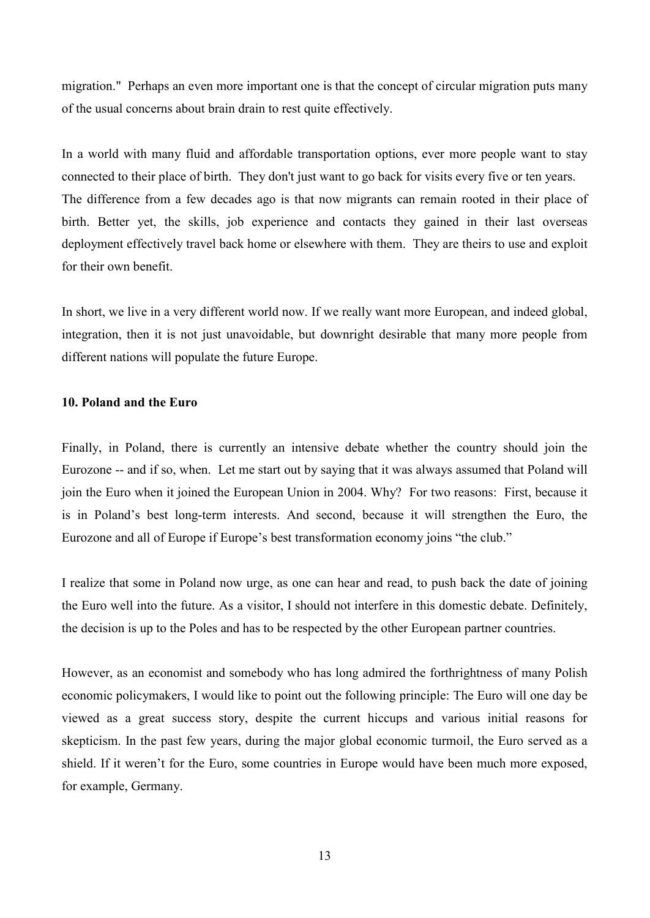migration." Perhaps an even more important one is that the concept of circular migration puts many of the usual concerns about brain drain to rest quite effectively.

In a world with many fluid and affordable transportation options, ever more people want to stay connected to their place of birth. They don't just want to go back for visits every five or ten years. The difference from a few decades ago is that now migrants can remain rooted in their place of birth. Better yet, the skills, job experience and contacts they gained in their last overseas deployment effectively travel back home or elsewhere with them. They are theirs to use and exploit for their own benefit.

In short, we live in a very different world now. If we really want more European, and indeed global, integration, then it is not just unavoidable, but downright desirable that many more people from different nations will populate the future Europe.

### 10. Poland and the Euro

Finally, in Poland, there is currently an intensive debate whether the country should join the Eurozone -- and if so, when. Let me start out by saying that it was always assumed that Poland will join the Euro when it joined the European Union in 2004. Why? For two reasons: First, because it is in Poland's best long-term interests. And second, because it will strengthen the Euro, the Eurozone and all of Europe if Europe's best transformation economy joins "the club."

I realize that some in Poland now urge, as one can hear and read, to push back the date of joining the Euro well into the future. As a visitor, I should not interfere in this domestic debate. Definitely, the decision is up to the Poles and has to be respected by the other European partner countries.

However, as an economist and somebody who has long admired the forthrightness of many Polish economic policymakers, I would like to point out the following principle: The Euro will one day be viewed as a great success story, despite the current hiccups and various initial reasons for skepticism. In the past few years, during the major global economic turmoil, the Euro served as a shield. If it weren't for the Euro, some countries in Europe would have been much more exposed, for example, Germany.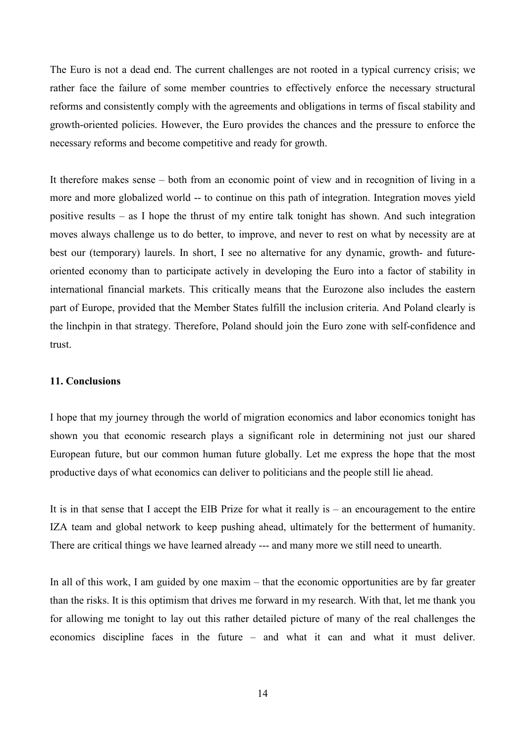The Euro is not a dead end. The current challenges are not rooted in a typical currency crisis; we rather face the failure of some member countries to effectively enforce the necessary structural reforms and consistently comply with the agreements and obligations in terms of fiscal stability and growth-oriented policies. However, the Euro provides the chances and the pressure to enforce the necessary reforms and become competitive and ready for growth.

It therefore makes sense – both from an economic point of view and in recognition of living in a more and more globalized world -- to continue on this path of integration. Integration moves yield positive results – as I hope the thrust of my entire talk tonight has shown. And such integration moves always challenge us to do better, to improve, and never to rest on what by necessity are at best our (temporary) laurels. In short, I see no alternative for any dynamic, growth- and future-oriented economy than to participate actively in developing the Euro into a factor of stability in international financial markets. This critically means that the Eurozone also includes the eastern part of Europe, provided that the Member States fulfill the inclusion criteria. And Poland clearly is the linchpin in that strategy. Therefore, Poland should join the Euro zone with self-confidence and trust.

### 11. Conclusions

I hope that my journey through the world of migration economics and labor economics tonight has shown you that economic research plays a significant role in determining not just our shared European future, but our common human future globally. Let me express the hope that the most productive days of what economics can deliver to politicians and the people still lie ahead.

It is in that sense that I accept the EIB Prize for what it really is – an encouragement to the entire IZA team and global network to keep pushing ahead, ultimately for the betterment of humanity. There are critical things we have learned already --- and many more we still need to unearth.

In all of this work, I am guided by one maxim – that the economic opportunities are by far greater than the risks. It is this optimism that drives me forward in my research. With that, let me thank you for allowing me tonight to lay out this rather detailed picture of many of the real challenges the economics discipline faces in the future – and what it can and what it must deliver.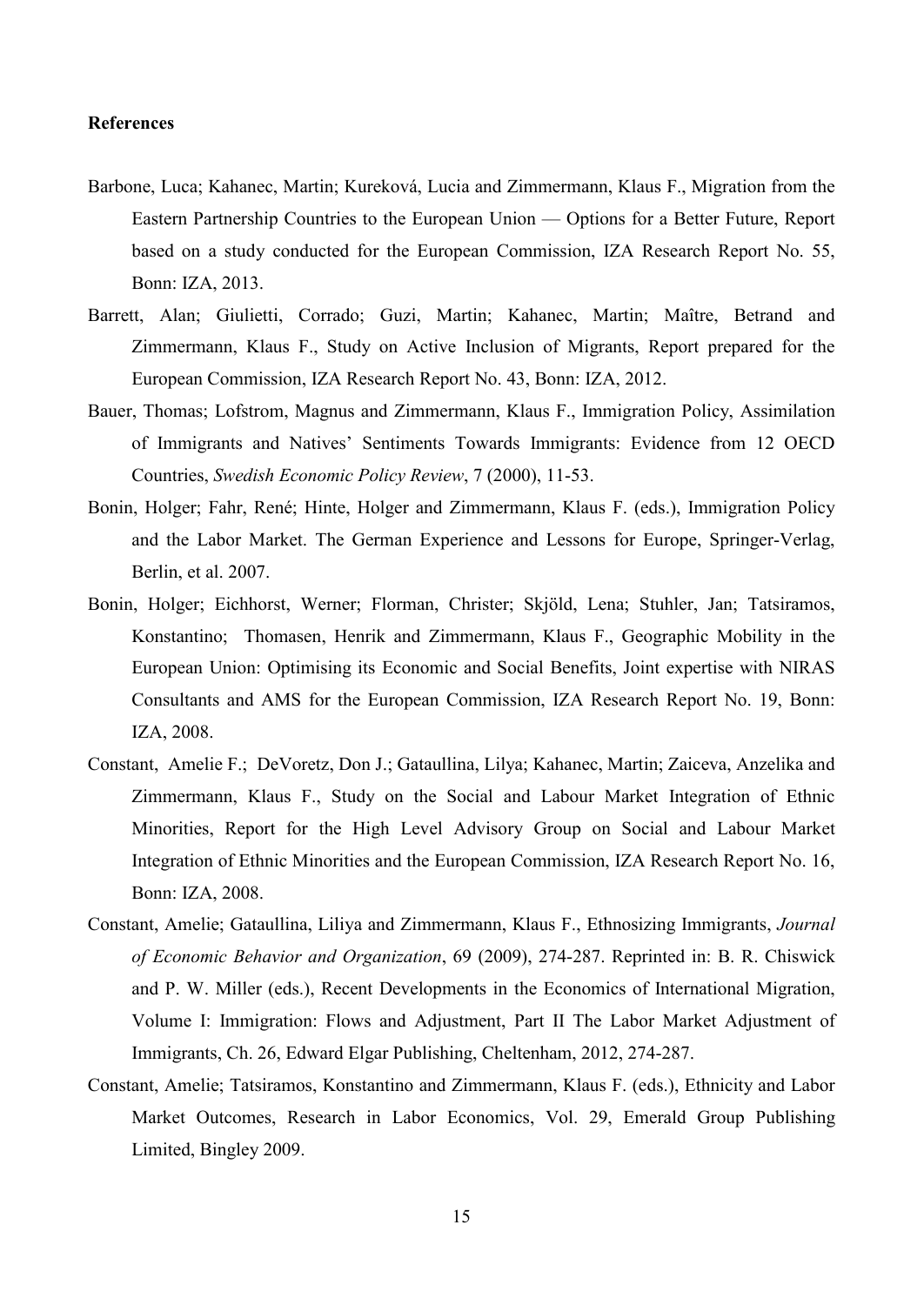**References**

Barbone, Luca; Kahanec, Martin; Kureková, Lucia and Zimmermann, Klaus F., Migration from the Eastern Partnership Countries to the European Union — Options for a Better Future, Report based on a study conducted for the European Commission, IZA Research Report No. 55, Bonn: IZA, 2013.

Barrett, Alan; Giulietti, Corrado; Guzi, Martin; Kahanec, Martin; Maître, Betrand and Zimmermann, Klaus F., Study on Active Inclusion of Migrants, Report prepared for the European Commission, IZA Research Report No. 43, Bonn: IZA, 2012.

Bauer, Thomas; Lofstrom, Magnus and Zimmermann, Klaus F., Immigration Policy, Assimilation of Immigrants and Natives' Sentiments Towards Immigrants: Evidence from 12 OECD Countries, *Swedish Economic Policy Review*, 7 (2000), 11-53.

Bonin, Holger; Fahr, René; Hinte, Holger and Zimmermann, Klaus F. (eds.), Immigration Policy and the Labor Market. The German Experience and Lessons for Europe, Springer-Verlag, Berlin, et al. 2007.

Bonin, Holger; Eichhorst, Werner; Florman, Christer; Skjöld, Lena; Stuhler, Jan; Tatsiramos, Konstantino; Thomasen, Henrik and Zimmermann, Klaus F., Geographic Mobility in the European Union: Optimising its Economic and Social Benefits, Joint expertise with NIRAS Consultants and AMS for the European Commission, IZA Research Report No. 19, Bonn: IZA, 2008.

Constant, Amelie F.; DeVoretz, Don J.; Gataullina, Lilya; Kahanec, Martin; Zaiceva, Anzelika and Zimmermann, Klaus F., Study on the Social and Labour Market Integration of Ethnic Minorities, Report for the High Level Advisory Group on Social and Labour Market Integration of Ethnic Minorities and the European Commission, IZA Research Report No. 16, Bonn: IZA, 2008.

Constant, Amelie; Gataullina, Liliya and Zimmermann, Klaus F., Ethnosizing Immigrants, *Journal of Economic Behavior and Organization*, 69 (2009), 274-287. Reprinted in: B. R. Chiswick and P. W. Miller (eds.), Recent Developments in the Economics of International Migration, Volume I: Immigration: Flows and Adjustment, Part II The Labor Market Adjustment of Immigrants, Ch. 26, Edward Elgar Publishing, Cheltenham, 2012, 274-287.

Constant, Amelie; Tatsiramos, Konstantino and Zimmermann, Klaus F. (eds.), Ethnicity and Labor Market Outcomes, Research in Labor Economics, Vol. 29, Emerald Group Publishing Limited, Bingley 2009.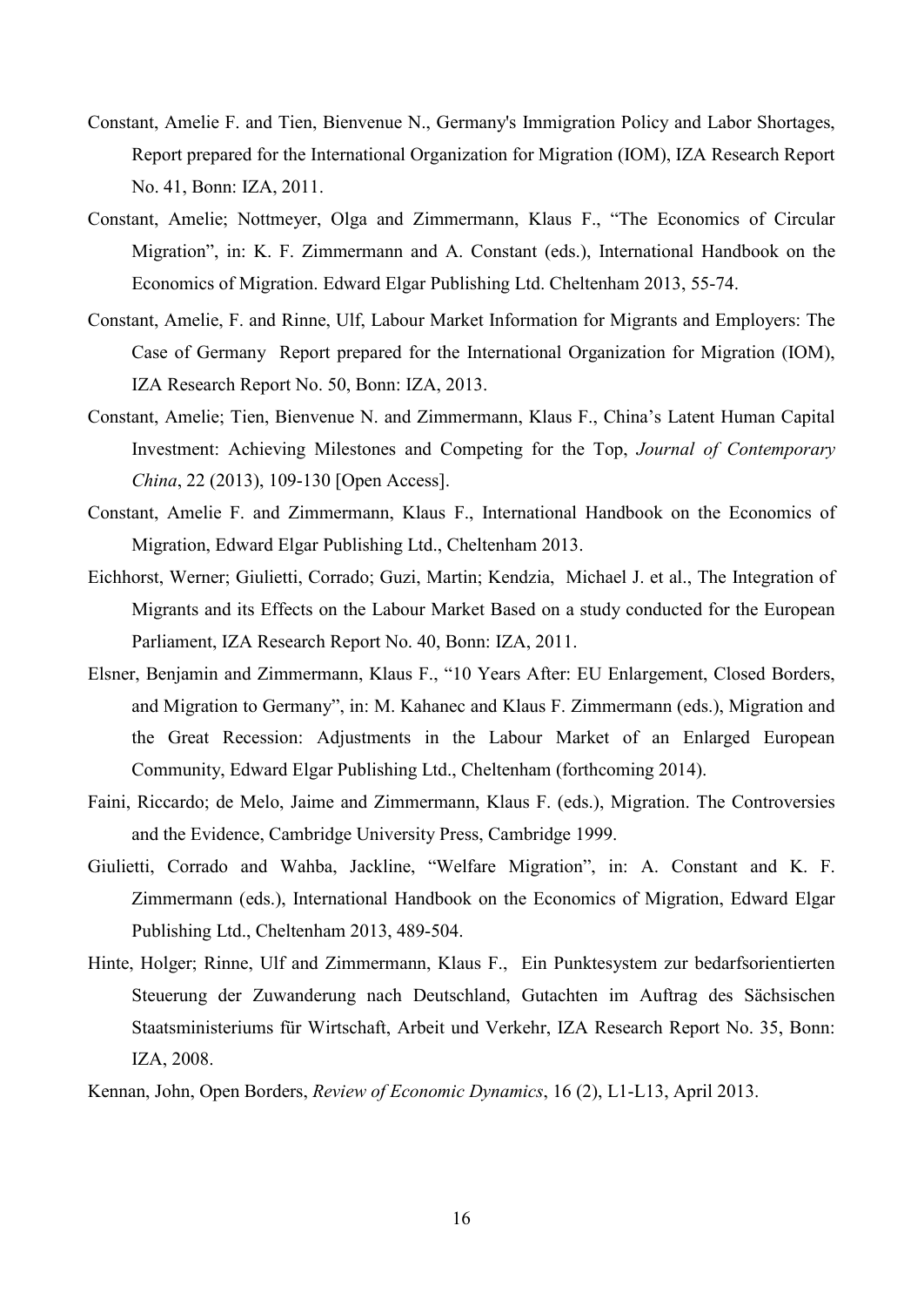Constant, Amelie F. and Tien, Bienvenue N., Germany's Immigration Policy and Labor Shortages, Report prepared for the International Organization for Migration (IOM), IZA Research Report No. 41, Bonn: IZA, 2011.

Constant, Amelie; Nottmeyer, Olga and Zimmermann, Klaus F., "The Economics of Circular Migration", in: K. F. Zimmermann and A. Constant (eds.), International Handbook on the Economics of Migration. Edward Elgar Publishing Ltd. Cheltenham 2013, 55-74.

Constant, Amelie, F. and Rinne, Ulf, Labour Market Information for Migrants and Employers: The Case of Germany Report prepared for the International Organization for Migration (IOM), IZA Research Report No. 50, Bonn: IZA, 2013.

Constant, Amelie; Tien, Bienvenue N. and Zimmermann, Klaus F., China's Latent Human Capital Investment: Achieving Milestones and Competing for the Top, *Journal of Contemporary China*, 22 (2013), 109-130 [Open Access].

Constant, Amelie F. and Zimmermann, Klaus F., International Handbook on the Economics of Migration, Edward Elgar Publishing Ltd., Cheltenham 2013.

Eichhorst, Werner; Giulietti, Corrado; Guzi, Martin; Kendzia, Michael J. et al., The Integration of Migrants and its Effects on the Labour Market Based on a study conducted for the European Parliament, IZA Research Report No. 40, Bonn: IZA, 2011.

Elsner, Benjamin and Zimmermann, Klaus F., "10 Years After: EU Enlargement, Closed Borders, and Migration to Germany", in: M. Kahanec and Klaus F. Zimmermann (eds.), Migration and the Great Recession: Adjustments in the Labour Market of an Enlarged European Community, Edward Elgar Publishing Ltd., Cheltenham (forthcoming 2014).

Faini, Riccardo; de Melo, Jaime and Zimmermann, Klaus F. (eds.), Migration. The Controversies and the Evidence, Cambridge University Press, Cambridge 1999.

Giulietti, Corrado and Wahba, Jackline, "Welfare Migration", in: A. Constant and K. F. Zimmermann (eds.), International Handbook on the Economics of Migration, Edward Elgar Publishing Ltd., Cheltenham 2013, 489-504.

Hinte, Holger; Rinne, Ulf and Zimmermann, Klaus F., Ein Punktesystem zur bedarfsorientierten Steuerung der Zuwanderung nach Deutschland, Gutachten im Auftrag des Sächsischen Staatsministeriums für Wirtschaft, Arbeit und Verkehr, IZA Research Report No. 35, Bonn: IZA, 2008.

Kennan, John, Open Borders, *Review of Economic Dynamics*, 16 (2), L1-L13, April 2013.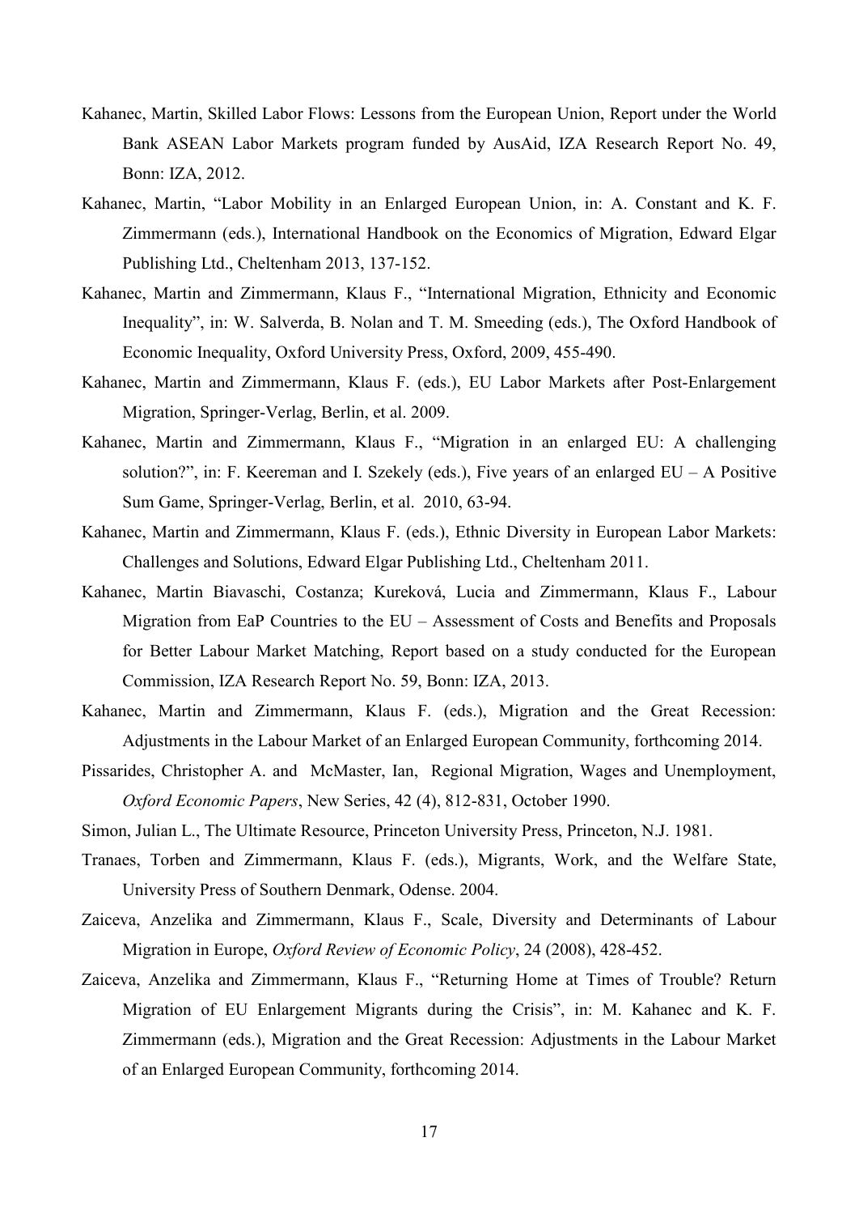Kahanec, Martin, Skilled Labor Flows: Lessons from the European Union, Report under the World Bank ASEAN Labor Markets program funded by AusAid, IZA Research Report No. 49, Bonn: IZA, 2012.

Kahanec, Martin, "Labor Mobility in an Enlarged European Union, in: A. Constant and K. F. Zimmermann (eds.), International Handbook on the Economics of Migration, Edward Elgar Publishing Ltd., Cheltenham 2013, 137-152.

Kahanec, Martin and Zimmermann, Klaus F., "International Migration, Ethnicity and Economic Inequality", in: W. Salverda, B. Nolan and T. M. Smeeding (eds.), The Oxford Handbook of Economic Inequality, Oxford University Press, Oxford, 2009, 455-490.

Kahanec, Martin and Zimmermann, Klaus F. (eds.), EU Labor Markets after Post-Enlargement Migration, Springer-Verlag, Berlin, et al. 2009.

Kahanec, Martin and Zimmermann, Klaus F., "Migration in an enlarged EU: A challenging solution?", in: F. Keereman and I. Szekely (eds.), Five years of an enlarged EU – A Positive Sum Game, Springer-Verlag, Berlin, et al. 2010, 63-94.

Kahanec, Martin and Zimmermann, Klaus F. (eds.), Ethnic Diversity in European Labor Markets: Challenges and Solutions, Edward Elgar Publishing Ltd., Cheltenham 2011.

Kahanec, Martin Biavaschi, Costanza; Kureková, Lucia and Zimmermann, Klaus F., Labour Migration from EaP Countries to the EU – Assessment of Costs and Benefits and Proposals for Better Labour Market Matching, Report based on a study conducted for the European Commission, IZA Research Report No. 59, Bonn: IZA, 2013.

Kahanec, Martin and Zimmermann, Klaus F. (eds.), Migration and the Great Recession: Adjustments in the Labour Market of an Enlarged European Community, forthcoming 2014.

Pissarides, Christopher A. and McMaster, Ian, Regional Migration, Wages and Unemployment, *Oxford Economic Papers*, New Series, 42 (4), 812-831, October 1990.

Simon, Julian L., The Ultimate Resource, Princeton University Press, Princeton, N.J. 1981.

Tranaes, Torben and Zimmermann, Klaus F. (eds.), Migrants, Work, and the Welfare State, University Press of Southern Denmark, Odense. 2004.

Zaiceva, Anzelika and Zimmermann, Klaus F., Scale, Diversity and Determinants of Labour Migration in Europe, *Oxford Review of Economic Policy*, 24 (2008), 428-452.

Zaiceva, Anzelika and Zimmermann, Klaus F., "Returning Home at Times of Trouble? Return Migration of EU Enlargement Migrants during the Crisis", in: M. Kahanec and K. F. Zimmermann (eds.), Migration and the Great Recession: Adjustments in the Labour Market of an Enlarged European Community, forthcoming 2014.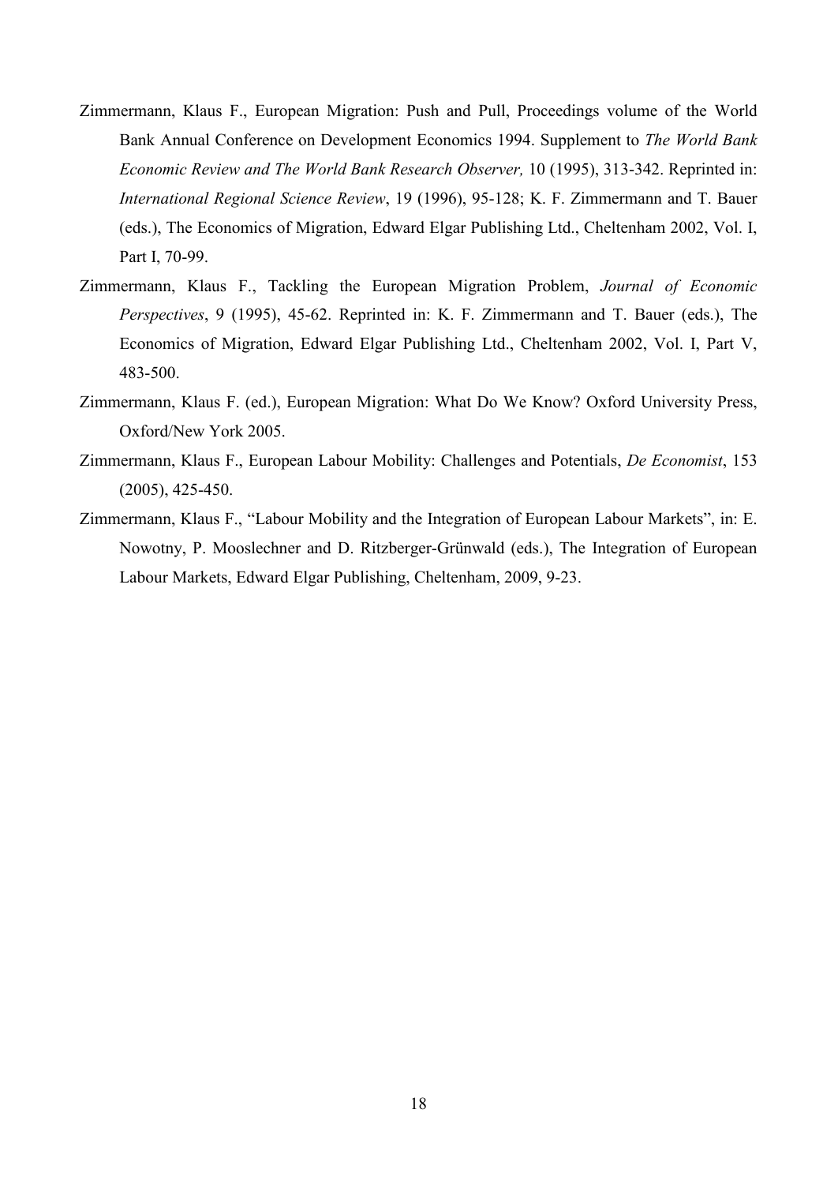Zimmermann, Klaus F., European Migration: Push and Pull, Proceedings volume of the World Bank Annual Conference on Development Economics 1994. Supplement to *The World Bank Economic Review and The World Bank Research Observer,* 10 (1995), 313-342. Reprinted in: *International Regional Science Review*, 19 (1996), 95-128; K. F. Zimmermann and T. Bauer (eds.), The Economics of Migration, Edward Elgar Publishing Ltd., Cheltenham 2002, Vol. I, Part I, 70-99.

Zimmermann, Klaus F., Tackling the European Migration Problem, *Journal of Economic Perspectives*, 9 (1995), 45-62. Reprinted in: K. F. Zimmermann and T. Bauer (eds.), The Economics of Migration, Edward Elgar Publishing Ltd., Cheltenham 2002, Vol. I, Part V, 483-500.

Zimmermann, Klaus F. (ed.), European Migration: What Do We Know? Oxford University Press, Oxford/New York 2005.

Zimmermann, Klaus F., European Labour Mobility: Challenges and Potentials, *De Economist*, 153 (2005), 425-450.

Zimmermann, Klaus F., "Labour Mobility and the Integration of European Labour Markets", in: E. Nowotny, P. Mooslechner and D. Ritzberger-Grünwald (eds.), The Integration of European Labour Markets, Edward Elgar Publishing, Cheltenham, 2009, 9-23.